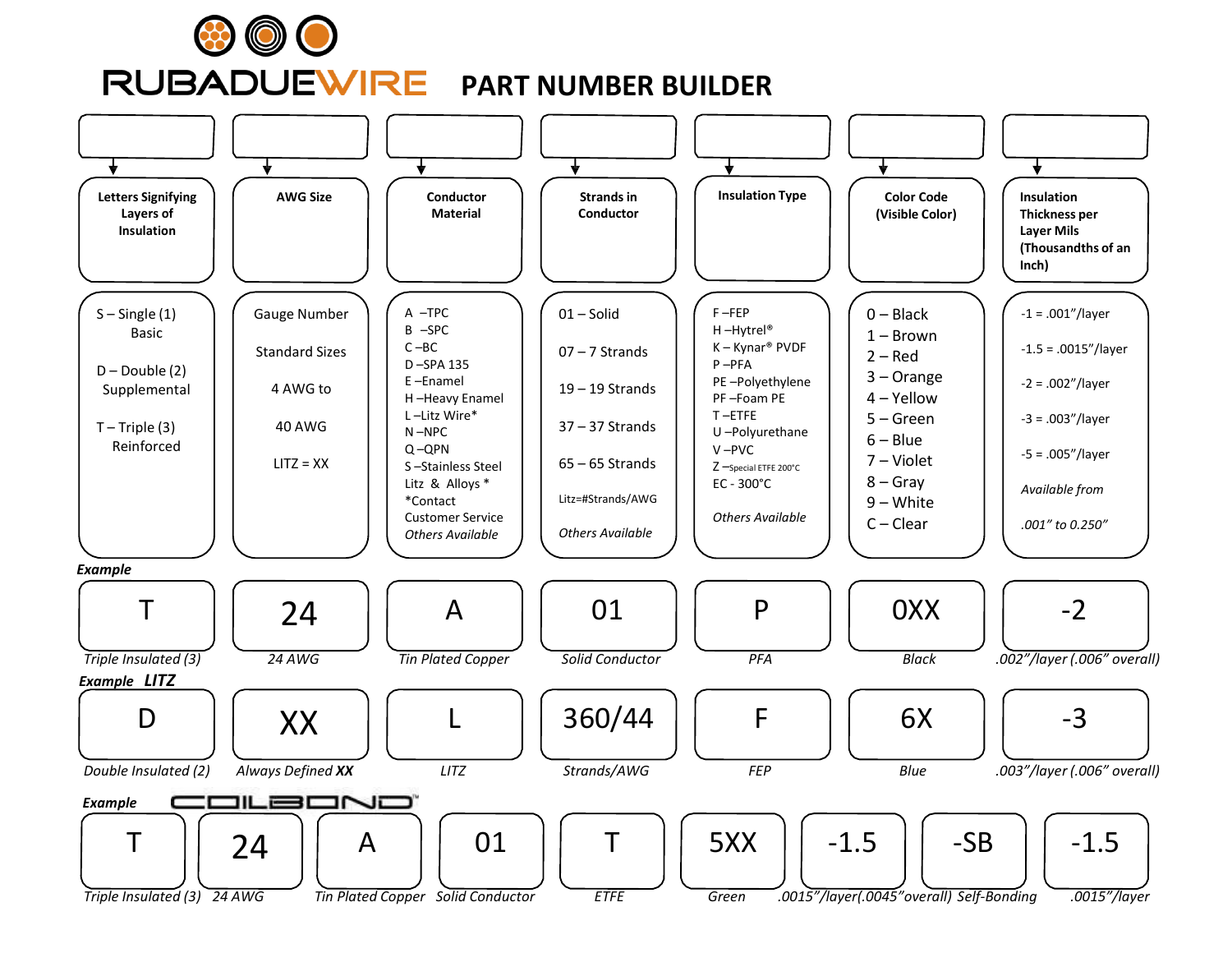# RUBADUEWIRE PART NUMBER BUILDER

| Letters Signifying Layers of Insulation | AWG Size | Conductor Material | Strands in Conductor | Insulation Type | Color Code (Visible Color) | Insulation Thickness per Layer Mils (Thousandths of an Inch) |
|---|---|---|---|---|---|---|
| S – Single (1) Basic<br><br>D – Double (2) Supplemental<br><br>T – Triple (3) Reinforced | Gauge Number<br><br>Standard Sizes<br><br>4 AWG to<br><br>40 AWG<br><br>LITZ = XX | A –TPC<br>B –SPC<br>C –BC<br>D –SPA 135<br>E –Enamel<br>H –Heavy Enamel<br>L –Litz Wire*<br>N –NPC<br>Q –QPN<br>S –Stainless Steel<br>Litz & Alloys *<br>*Contact Customer Service<br>*Others Available* | 01 – Solid<br><br>07 – 7 Strands<br><br>19 – 19 Strands<br><br>37 – 37 Strands<br><br>65 – 65 Strands<br><br>Litz=#Strands/AWG<br><br>*Others Available* | F –FEP<br>H –Hytrel®<br>K – Kynar® PVDF<br>P –PFA<br>PE –Polyethylene<br>PF –Foam PE<br>T –ETFE<br>U –Polyurethane<br>V –PVC<br>Z –Special ETFE 200°C<br>EC - 300°C<br><br>*Others Available* | 0 – Black<br>1 – Brown<br>2 – Red<br>3 – Orange<br>4 – Yellow<br>5 – Green<br>6 – Blue<br>7 – Violet<br>8 – Gray<br>9 – White<br>C – Clear | -1 = .001"/layer<br><br>-1.5 = .0015"/layer<br><br>-2 = .002"/layer<br><br>-3 = .003"/layer<br><br>-5 = .005"/layer<br><br>*Available from*<br><br>*.001" to 0.250"* |

***Example***

| T | 24 | A | 01 | P | 0XX | -2 |
|---|---|---|---|---|---|---|
| *Triple Insulated (3)* | *24 AWG* | *Tin Plated Copper* | *Solid Conductor* | *PFA* | *Black* | *.002"/layer (.006" overall)* |

***Example LITZ***

| D | XX | L | 360/44 | F | 6X | -3 |
|---|---|---|---|---|---|---|
| *Double Insulated (2)* | *Always Defined **XX*** | *LITZ* | *Strands/AWG* | *FEP* | *Blue* | *.003"/layer (.006" overall)* |

***Example* COILBOND™**

| T | 24 | A | 01 | T | 5XX | -1.5 | -SB | -1.5 |
|---|---|---|---|---|---|---|---|---|
| *Triple Insulated (3)* | *24 AWG* | *Tin Plated Copper* | *Solid Conductor* | *ETFE* | *Green* | *.0015"/layer(.0045"overall)* | *Self-Bonding* | *.0015"/layer* |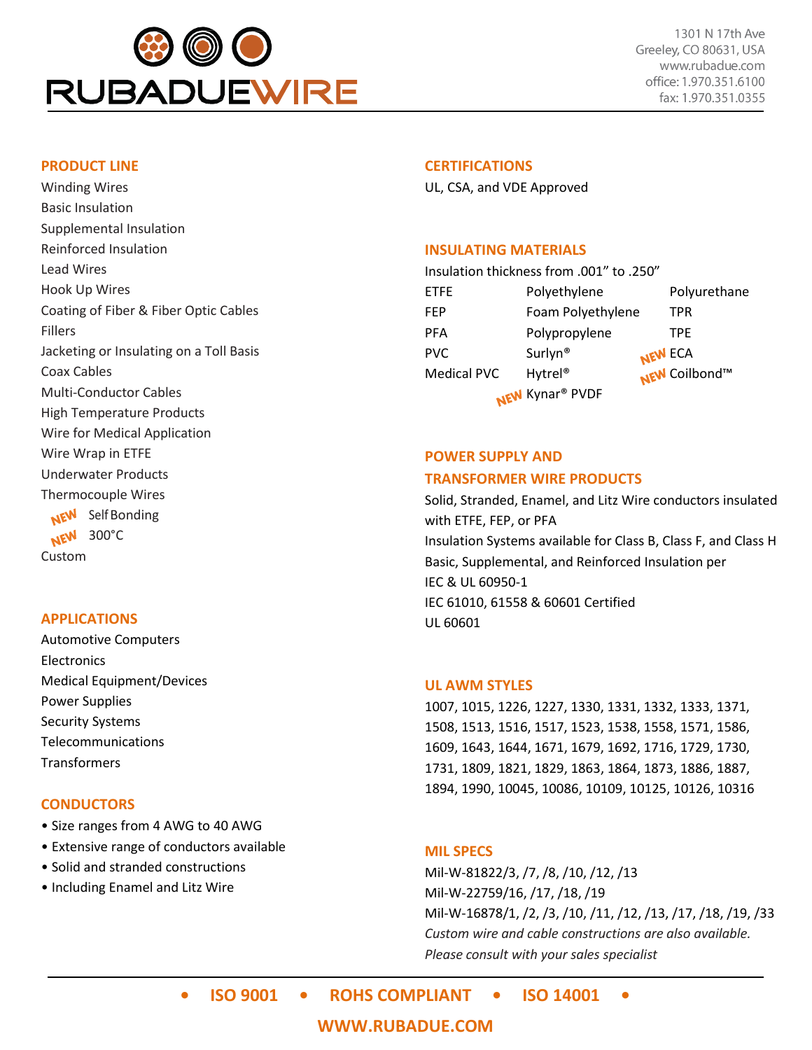# RUBADUEWIRE

1301 N 17th Ave
Greeley, CO 80631, USA
www.rubadue.com
office: 1.970.351.6100
fax: 1.970.351.0355

## PRODUCT LINE

Winding Wires
Basic Insulation
Supplemental Insulation
Reinforced Insulation
Lead Wires
Hook Up Wires
Coating of Fiber & Fiber Optic Cables
Fillers
Jacketing or Insulating on a Toll Basis
Coax Cables
Multi-Conductor Cables
High Temperature Products
Wire for Medical Application
Wire Wrap in ETFE
Underwater Products
Thermocouple Wires
NEW Self Bonding
NEW 300°C
Custom

## APPLICATIONS

Automotive Computers
Electronics
Medical Equipment/Devices
Power Supplies
Security Systems
Telecommunications
Transformers

## CONDUCTORS

- Size ranges from 4 AWG to 40 AWG
- Extensive range of conductors available
- Solid and stranded constructions
- Including Enamel and Litz Wire

## CERTIFICATIONS

UL, CSA, and VDE Approved

## INSULATING MATERIALS

Insulation thickness from .001" to .250"

| | | |
|---|---|---|
| ETFE | Polyethylene | Polyurethane |
| FEP | Foam Polyethylene | TPR |
| PFA | Polypropylene | TPE |
| PVC | Surlyn® | NEW ECA |
| Medical PVC | Hytrel® | NEW Coilbond™ |
| | NEW Kynar® PVDF | |

## POWER SUPPLY AND TRANSFORMER WIRE PRODUCTS

Solid, Stranded, Enamel, and Litz Wire conductors insulated with ETFE, FEP, or PFA
Insulation Systems available for Class B, Class F, and Class H
Basic, Supplemental, and Reinforced Insulation per IEC & UL 60950-1
IEC 61010, 61558 & 60601 Certified
UL 60601

## UL AWM STYLES

1007, 1015, 1226, 1227, 1330, 1331, 1332, 1333, 1371, 1508, 1513, 1516, 1517, 1523, 1538, 1558, 1571, 1586, 1609, 1643, 1644, 1671, 1679, 1692, 1716, 1729, 1730, 1731, 1809, 1821, 1829, 1863, 1864, 1873, 1886, 1887, 1894, 1990, 10045, 10086, 10109, 10125, 10126, 10316

## MIL SPECS

Mil-W-81822/3, /7, /8, /10, /12, /13
Mil-W-22759/16, /17, /18, /19
Mil-W-16878/1, /2, /3, /10, /11, /12, /13, /17, /18, /19, /33
*Custom wire and cable constructions are also available. Please consult with your sales specialist*

**• ISO 9001 • ROHS COMPLIANT • ISO 14001 •**

**WWW.RUBADUE.COM**